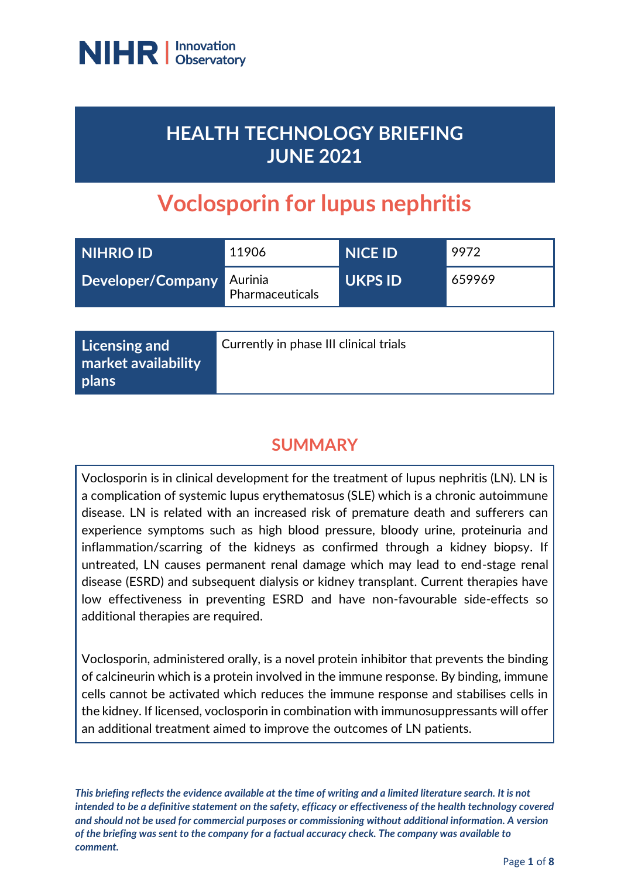NIHR | Innovation Observatory

# HEALTH TECHNOLOGY BRIEFING
# JUNE 2021

# Voclosporin for lupus nephritis

| NIHRIO ID | 11906 | NICE ID | 9972 |
|---|---|---|---|
| Developer/Company | Aurinia Pharmaceuticals | UKPS ID | 659969 |

| Licensing and market availability plans | Currently in phase III clinical trials |
|---|---|

## SUMMARY

Voclosporin is in clinical development for the treatment of lupus nephritis (LN). LN is a complication of systemic lupus erythematosus (SLE) which is a chronic autoimmune disease. LN is related with an increased risk of premature death and sufferers can experience symptoms such as high blood pressure, bloody urine, proteinuria and inflammation/scarring of the kidneys as confirmed through a kidney biopsy. If untreated, LN causes permanent renal damage which may lead to end-stage renal disease (ESRD) and subsequent dialysis or kidney transplant. Current therapies have low effectiveness in preventing ESRD and have non-favourable side-effects so additional therapies are required.

Voclosporin, administered orally, is a novel protein inhibitor that prevents the binding of calcineurin which is a protein involved in the immune response. By binding, immune cells cannot be activated which reduces the immune response and stabilises cells in the kidney. If licensed, voclosporin in combination with immunosuppressants will offer an additional treatment aimed to improve the outcomes of LN patients.

*This briefing reflects the evidence available at the time of writing and a limited literature search. It is not intended to be a definitive statement on the safety, efficacy or effectiveness of the health technology covered and should not be used for commercial purposes or commissioning without additional information. A version of the briefing was sent to the company for a factual accuracy check. The company was available to comment.*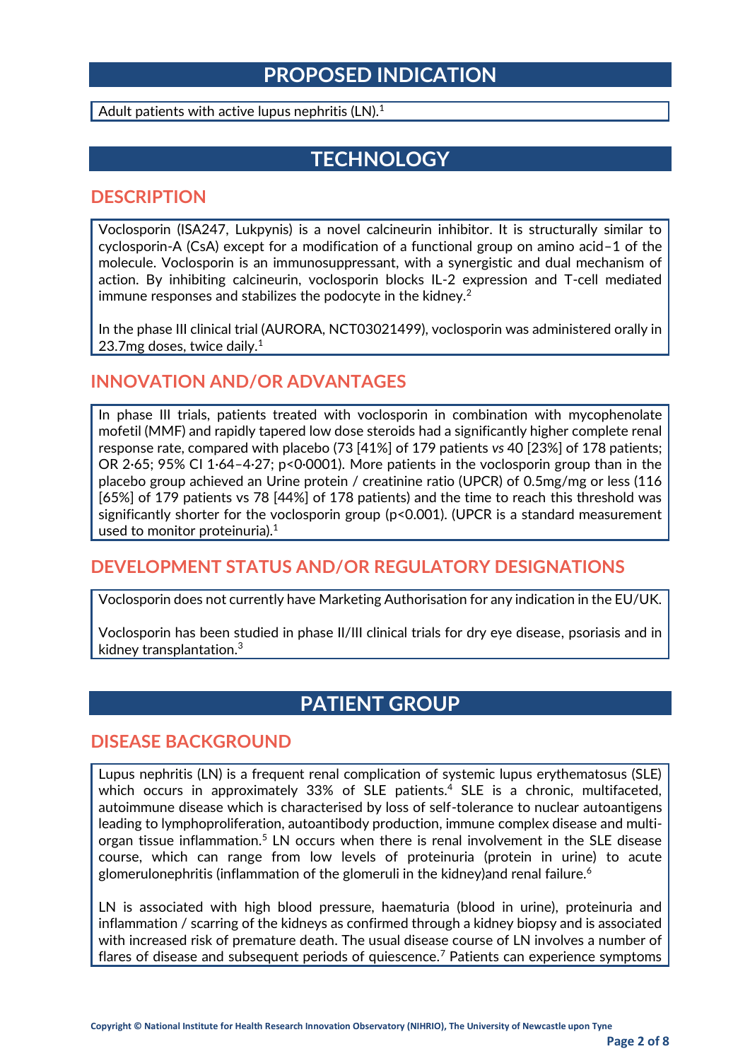# PROPOSED INDICATION

Adult patients with active lupus nephritis (LN).[1]

# TECHNOLOGY

## DESCRIPTION

Voclosporin (ISA247, Lukpynis) is a novel calcineurin inhibitor. It is structurally similar to cyclosporin-A (CsA) except for a modification of a functional group on amino acid–1 of the molecule. Voclosporin is an immunosuppressant, with a synergistic and dual mechanism of action. By inhibiting calcineurin, voclosporin blocks IL-2 expression and T-cell mediated immune responses and stabilizes the podocyte in the kidney.[2]

In the phase III clinical trial (AURORA, NCT03021499), voclosporin was administered orally in 23.7mg doses, twice daily.[1]

## INNOVATION AND/OR ADVANTAGES

In phase III trials, patients treated with voclosporin in combination with mycophenolate mofetil (MMF) and rapidly tapered low dose steroids had a significantly higher complete renal response rate, compared with placebo (73 [41%] of 179 patients *vs* 40 [23%] of 178 patients; OR 2·65; 95% CI 1·64–4·27; p<0·0001). More patients in the voclosporin group than in the placebo group achieved an Urine protein / creatinine ratio (UPCR) of 0.5mg/mg or less (116 [65%] of 179 patients vs 78 [44%] of 178 patients) and the time to reach this threshold was significantly shorter for the voclosporin group (p<0.001). (UPCR is a standard measurement used to monitor proteinuria).[1]

## DEVELOPMENT STATUS AND/OR REGULATORY DESIGNATIONS

Voclosporin does not currently have Marketing Authorisation for any indication in the EU/UK.

Voclosporin has been studied in phase II/III clinical trials for dry eye disease, psoriasis and in kidney transplantation.[3]

# PATIENT GROUP

## DISEASE BACKGROUND

Lupus nephritis (LN) is a frequent renal complication of systemic lupus erythematosus (SLE) which occurs in approximately 33% of SLE patients.[4] SLE is a chronic, multifaceted, autoimmune disease which is characterised by loss of self-tolerance to nuclear autoantigens leading to lymphoproliferation, autoantibody production, immune complex disease and multi-organ tissue inflammation.[5] LN occurs when there is renal involvement in the SLE disease course, which can range from low levels of proteinuria (protein in urine) to acute glomerulonephritis (inflammation of the glomeruli in the kidney)and renal failure.[6]

LN is associated with high blood pressure, haematuria (blood in urine), proteinuria and inflammation / scarring of the kidneys as confirmed through a kidney biopsy and is associated with increased risk of premature death. The usual disease course of LN involves a number of flares of disease and subsequent periods of quiescence.[7] Patients can experience symptoms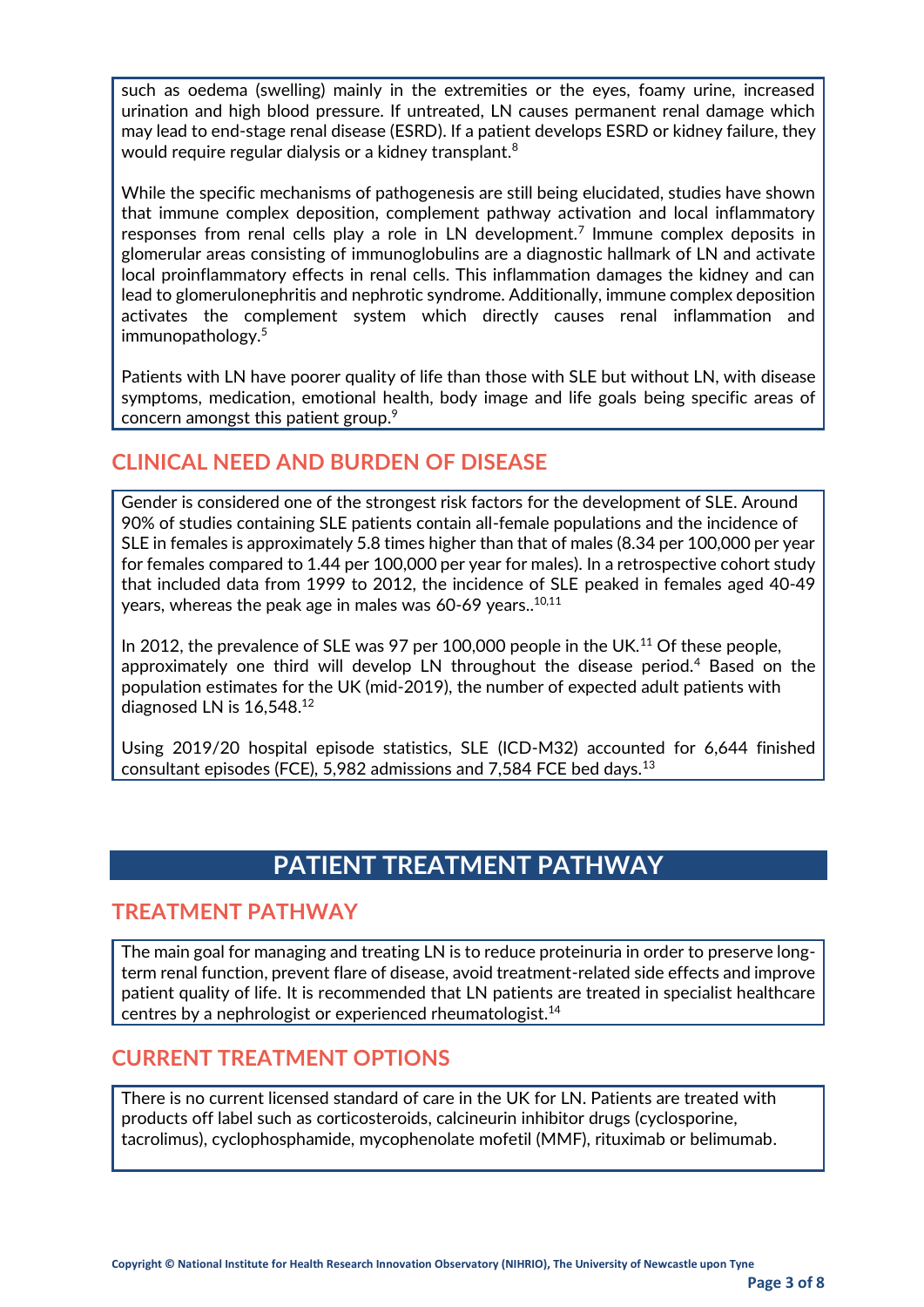such as oedema (swelling) mainly in the extremities or the eyes, foamy urine, increased urination and high blood pressure. If untreated, LN causes permanent renal damage which may lead to end-stage renal disease (ESRD). If a patient develops ESRD or kidney failure, they would require regular dialysis or a kidney transplant.[8]

While the specific mechanisms of pathogenesis are still being elucidated, studies have shown that immune complex deposition, complement pathway activation and local inflammatory responses from renal cells play a role in LN development.[7] Immune complex deposits in glomerular areas consisting of immunoglobulins are a diagnostic hallmark of LN and activate local proinflammatory effects in renal cells. This inflammation damages the kidney and can lead to glomerulonephritis and nephrotic syndrome. Additionally, immune complex deposition activates the complement system which directly causes renal inflammation and immunopathology.[5]

Patients with LN have poorer quality of life than those with SLE but without LN, with disease symptoms, medication, emotional health, body image and life goals being specific areas of concern amongst this patient group.[9]

## CLINICAL NEED AND BURDEN OF DISEASE

Gender is considered one of the strongest risk factors for the development of SLE. Around 90% of studies containing SLE patients contain all-female populations and the incidence of SLE in females is approximately 5.8 times higher than that of males (8.34 per 100,000 per year for females compared to 1.44 per 100,000 per year for males). In a retrospective cohort study that included data from 1999 to 2012, the incidence of SLE peaked in females aged 40-49 years, whereas the peak age in males was 60-69 years..[10,11]

In 2012, the prevalence of SLE was 97 per 100,000 people in the UK.[11] Of these people, approximately one third will develop LN throughout the disease period.[4] Based on the population estimates for the UK (mid-2019), the number of expected adult patients with diagnosed LN is 16,548.[12]

Using 2019/20 hospital episode statistics, SLE (ICD-M32) accounted for 6,644 finished consultant episodes (FCE), 5,982 admissions and 7,584 FCE bed days.[13]

# PATIENT TREATMENT PATHWAY

## TREATMENT PATHWAY

The main goal for managing and treating LN is to reduce proteinuria in order to preserve long-term renal function, prevent flare of disease, avoid treatment-related side effects and improve patient quality of life. It is recommended that LN patients are treated in specialist healthcare centres by a nephrologist or experienced rheumatologist.[14]

## CURRENT TREATMENT OPTIONS

There is no current licensed standard of care in the UK for LN. Patients are treated with products off label such as corticosteroids, calcineurin inhibitor drugs (cyclosporine, tacrolimus), cyclophosphamide, mycophenolate mofetil (MMF), rituximab or belimumab.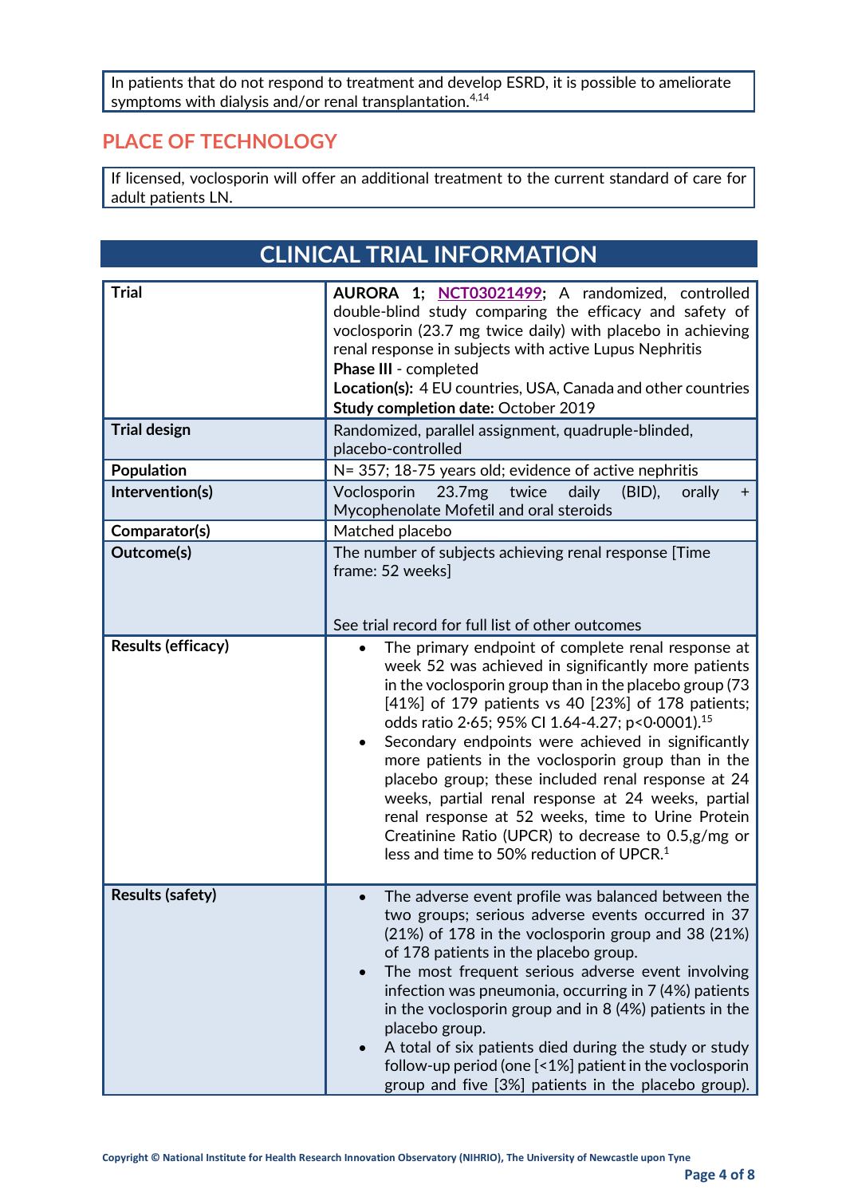In patients that do not respond to treatment and develop ESRD, it is possible to ameliorate symptoms with dialysis and/or renal transplantation.[4,14]

## PLACE OF TECHNOLOGY

If licensed, voclosporin will offer an additional treatment to the current standard of care for adult patients LN.

# CLINICAL TRIAL INFORMATION

| Trial | **AURORA 1; NCT03021499;** A randomized, controlled double-blind study comparing the efficacy and safety of voclosporin (23.7 mg twice daily) with placebo in achieving renal response in subjects with active Lupus Nephritis<br>**Phase III** - completed<br>**Location(s):** 4 EU countries, USA, Canada and other countries<br>**Study completion date:** October 2019 |
|---|---|
| **Trial design** | Randomized, parallel assignment, quadruple-blinded, placebo-controlled |
| **Population** | N= 357; 18-75 years old; evidence of active nephritis |
| **Intervention(s)** | Voclosporin 23.7mg twice daily (BID), orally + Mycophenolate Mofetil and oral steroids |
| **Comparator(s)** | Matched placebo |
| **Outcome(s)** | The number of subjects achieving renal response [Time frame: 52 weeks]<br><br>See trial record for full list of other outcomes |
| **Results (efficacy)** | • The primary endpoint of complete renal response at week 52 was achieved in significantly more patients in the voclosporin group than in the placebo group (73 [41%] of 179 patients vs 40 [23%] of 178 patients; odds ratio 2·65; 95% CI 1.64-4.27; p<0·0001).[15]<br>• Secondary endpoints were achieved in significantly more patients in the voclosporin group than in the placebo group; these included renal response at 24 weeks, partial renal response at 24 weeks, partial renal response at 52 weeks, time to Urine Protein Creatinine Ratio (UPCR) to decrease to 0.5,g/mg or less and time to 50% reduction of UPCR.[1] |
| **Results (safety)** | • The adverse event profile was balanced between the two groups; serious adverse events occurred in 37 (21%) of 178 in the voclosporin group and 38 (21%) of 178 patients in the placebo group.<br>• The most frequent serious adverse event involving infection was pneumonia, occurring in 7 (4%) patients in the voclosporin group and in 8 (4%) patients in the placebo group.<br>• A total of six patients died during the study or study follow-up period (one [<1%] patient in the voclosporin group and five [3%] patients in the placebo group). |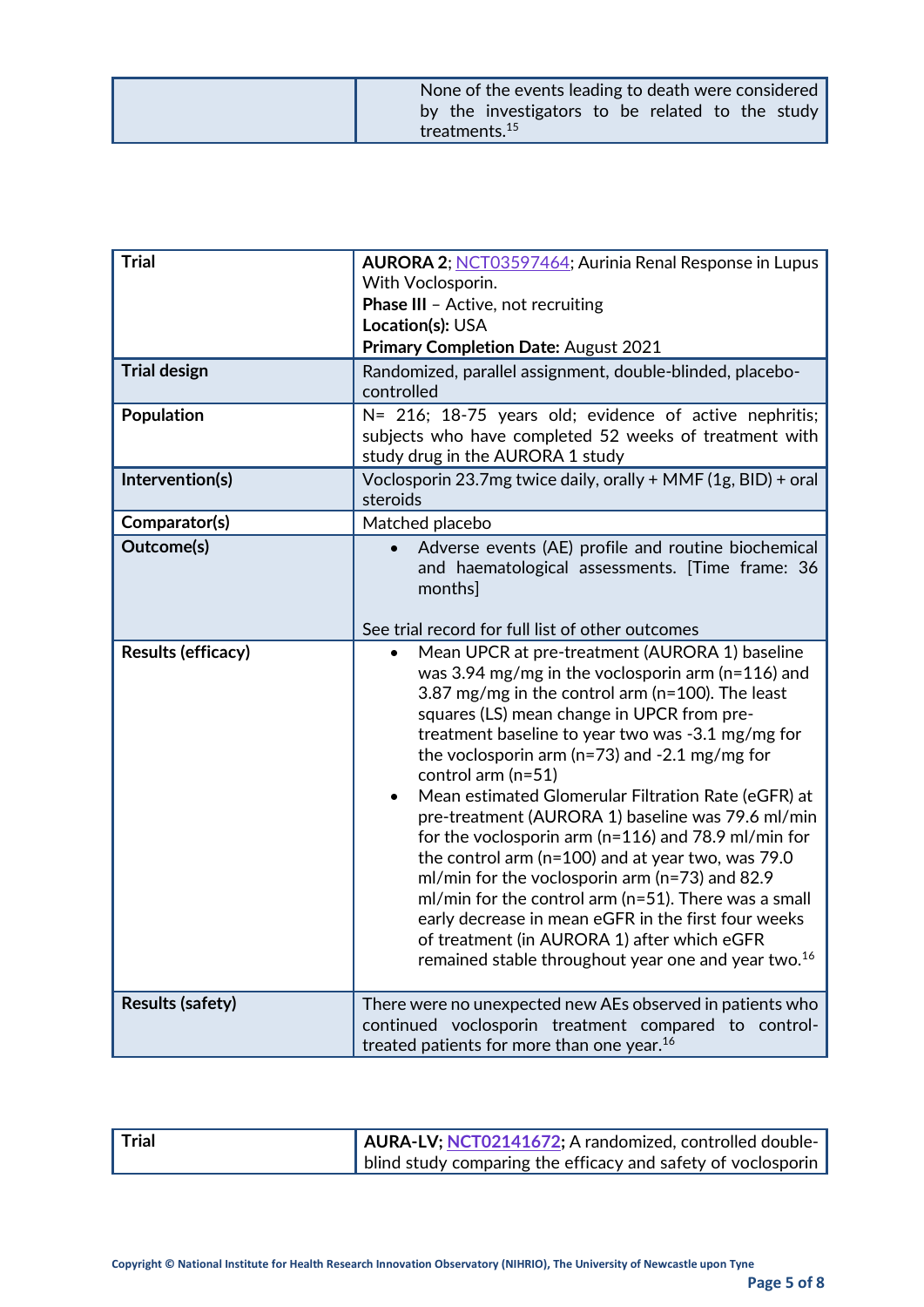| | |
|---|---|
| | None of the events leading to death were considered by the investigators to be related to the study treatments.[15] |

| | |
|---|---|
| **Trial** | **AURORA 2**; NCT03597464; Aurinia Renal Response in Lupus With Voclosporin.<br>**Phase III** – Active, not recruiting<br>**Location(s):** USA<br>**Primary Completion Date:** August 2021 |
| **Trial design** | Randomized, parallel assignment, double-blinded, placebo-controlled |
| **Population** | N= 216; 18-75 years old; evidence of active nephritis; subjects who have completed 52 weeks of treatment with study drug in the AURORA 1 study |
| **Intervention(s)** | Voclosporin 23.7mg twice daily, orally + MMF (1g, BID) + oral steroids |
| **Comparator(s)** | Matched placebo |
| **Outcome(s)** | • Adverse events (AE) profile and routine biochemical and haematological assessments. [Time frame: 36 months]<br><br>See trial record for full list of other outcomes |
| **Results (efficacy)** | • Mean UPCR at pre-treatment (AURORA 1) baseline was 3.94 mg/mg in the voclosporin arm (n=116) and 3.87 mg/mg in the control arm (n=100). The least squares (LS) mean change in UPCR from pre-treatment baseline to year two was -3.1 mg/mg for the voclosporin arm (n=73) and -2.1 mg/mg for control arm (n=51)<br>• Mean estimated Glomerular Filtration Rate (eGFR) at pre-treatment (AURORA 1) baseline was 79.6 ml/min for the voclosporin arm (n=116) and 78.9 ml/min for the control arm (n=100) and at year two, was 79.0 ml/min for the voclosporin arm (n=73) and 82.9 ml/min for the control arm (n=51). There was a small early decrease in mean eGFR in the first four weeks of treatment (in AURORA 1) after which eGFR remained stable throughout year one and year two.[16] |
| **Results (safety)** | There were no unexpected new AEs observed in patients who continued voclosporin treatment compared to control-treated patients for more than one year.[16] |

| | |
|---|---|
| **Trial** | **AURA-LV; NCT02141672;** A randomized, controlled double-blind study comparing the efficacy and safety of voclosporin |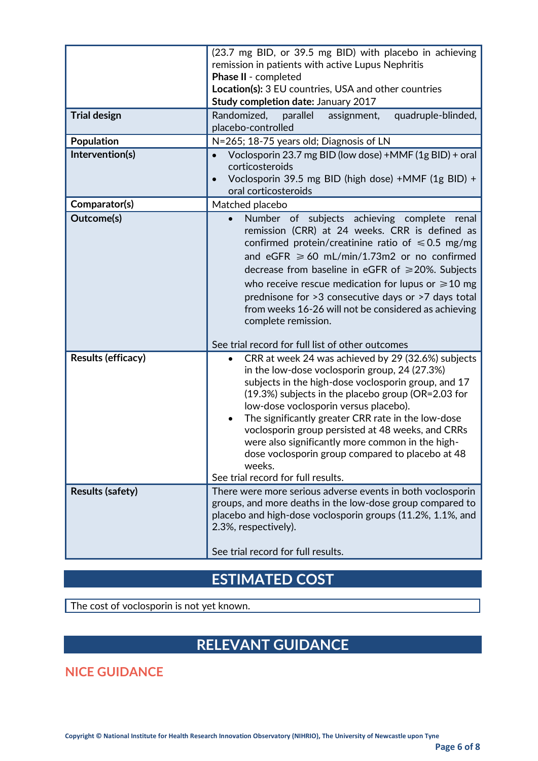| | |
|---|---|
| | (23.7 mg BID, or 39.5 mg BID) with placebo in achieving remission in patients with active Lupus Nephritis<br>**Phase II** - completed<br>**Location(s):** 3 EU countries, USA and other countries<br>**Study completion date:** January 2017 |
| **Trial design** | Randomized, parallel assignment, quadruple-blinded, placebo-controlled |
| **Population** | N=265; 18-75 years old; Diagnosis of LN |
| **Intervention(s)** | • Voclosporin 23.7 mg BID (low dose) +MMF (1g BID) + oral corticosteroids<br>• Voclosporin 39.5 mg BID (high dose) +MMF (1g BID) + oral corticosteroids |
| **Comparator(s)** | Matched placebo |
| **Outcome(s)** | • Number of subjects achieving complete renal remission (CRR) at 24 weeks. CRR is defined as confirmed protein/creatinine ratio of ⩽0.5 mg/mg and eGFR ⩾60 mL/min/1.73m2 or no confirmed decrease from baseline in eGFR of ⩾20%. Subjects who receive rescue medication for lupus or ⩾10 mg prednisone for >3 consecutive days or >7 days total from weeks 16-26 will not be considered as achieving complete remission.<br><br>See trial record for full list of other outcomes |
| **Results (efficacy)** | • CRR at week 24 was achieved by 29 (32.6%) subjects in the low-dose voclosporin group, 24 (27.3%) subjects in the high-dose voclosporin group, and 17 (19.3%) subjects in the placebo group (OR=2.03 for low-dose voclosporin versus placebo).<br>• The significantly greater CRR rate in the low-dose voclosporin group persisted at 48 weeks, and CRRs were also significantly more common in the high-dose voclosporin group compared to placebo at 48 weeks.<br>See trial record for full results. |
| **Results (safety)** | There were more serious adverse events in both voclosporin groups, and more deaths in the low-dose group compared to placebo and high-dose voclosporin groups (11.2%, 1.1%, and 2.3%, respectively).<br><br>See trial record for full results. |

## ESTIMATED COST

The cost of voclosporin is not yet known.

## RELEVANT GUIDANCE

### NICE GUIDANCE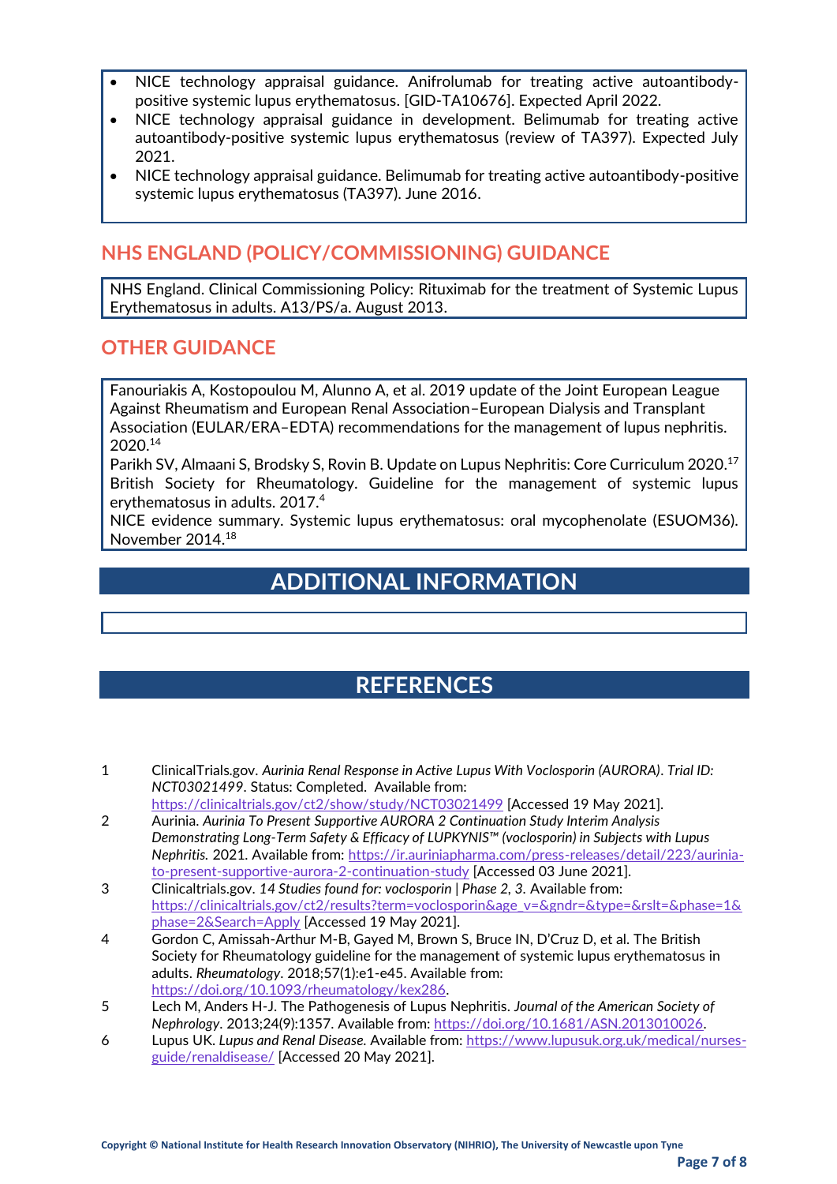- NICE technology appraisal guidance. Anifrolumab for treating active autoantibody-positive systemic lupus erythematosus. [GID-TA10676]. Expected April 2022.
- NICE technology appraisal guidance in development. Belimumab for treating active autoantibody-positive systemic lupus erythematosus (review of TA397). Expected July 2021.
- NICE technology appraisal guidance. Belimumab for treating active autoantibody-positive systemic lupus erythematosus (TA397). June 2016.

## NHS ENGLAND (POLICY/COMMISSIONING) GUIDANCE

NHS England. Clinical Commissioning Policy: Rituximab for the treatment of Systemic Lupus Erythematosus in adults. A13/PS/a. August 2013.

## OTHER GUIDANCE

Fanouriakis A, Kostopoulou M, Alunno A, et al. 2019 update of the Joint European League Against Rheumatism and European Renal Association–European Dialysis and Transplant Association (EULAR/ERA–EDTA) recommendations for the management of lupus nephritis. 2020.[14]

Parikh SV, Almaani S, Brodsky S, Rovin B. Update on Lupus Nephritis: Core Curriculum 2020.[17]

British Society for Rheumatology. Guideline for the management of systemic lupus erythematosus in adults. 2017.[4]

NICE evidence summary. Systemic lupus erythematosus: oral mycophenolate (ESUOM36). November 2014.[18]

# ADDITIONAL INFORMATION

# REFERENCES

1. ClinicalTrials.gov. *Aurinia Renal Response in Active Lupus With Voclosporin (AURORA)*. *Trial ID: NCT03021499*. Status: Completed. Available from: https://clinicaltrials.gov/ct2/show/study/NCT03021499 [Accessed 19 May 2021].
2. Aurinia. *Aurinia To Present Supportive AURORA 2 Continuation Study Interim Analysis Demonstrating Long-Term Safety & Efficacy of LUPKYNIS™ (voclosporin) in Subjects with Lupus Nephritis.* 2021. Available from: https://ir.auriniapharma.com/press-releases/detail/223/aurinia-to-present-supportive-aurora-2-continuation-study [Accessed 03 June 2021].
3. Clinicaltrials.gov. *14 Studies found for: voclosporin | Phase 2, 3.* Available from: https://clinicaltrials.gov/ct2/results?term=voclosporin&age_v=&gndr=&type=&rslt=&phase=1&phase=2&Search=Apply [Accessed 19 May 2021].
4. Gordon C, Amissah-Arthur M-B, Gayed M, Brown S, Bruce IN, D'Cruz D, et al. The British Society for Rheumatology guideline for the management of systemic lupus erythematosus in adults. *Rheumatology*. 2018;57(1):e1-e45. Available from: https://doi.org/10.1093/rheumatology/kex286.
5. Lech M, Anders H-J. The Pathogenesis of Lupus Nephritis. *Journal of the American Society of Nephrology*. 2013;24(9):1357. Available from: https://doi.org/10.1681/ASN.2013010026.
6. Lupus UK. *Lupus and Renal Disease.* Available from: https://www.lupusuk.org.uk/medical/nurses-guide/renaldisease/ [Accessed 20 May 2021].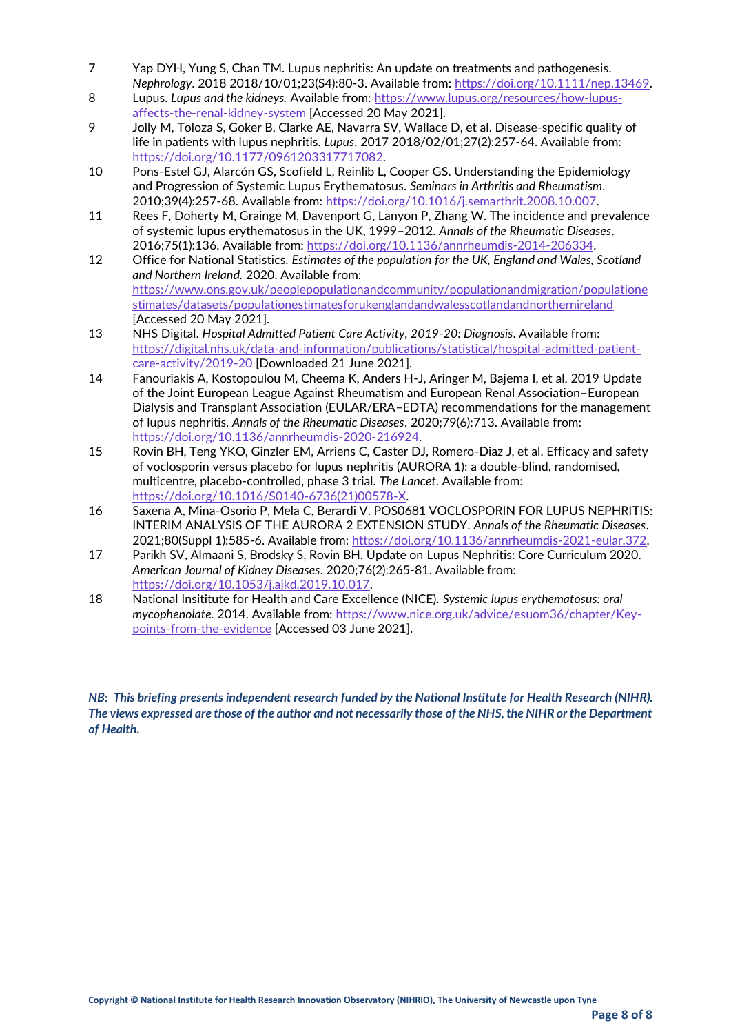7. Yap DYH, Yung S, Chan TM. Lupus nephritis: An update on treatments and pathogenesis. *Nephrology*. 2018 2018/10/01;23(S4):80-3. Available from: https://doi.org/10.1111/nep.13469.
8. Lupus. *Lupus and the kidneys.* Available from: https://www.lupus.org/resources/how-lupus-affects-the-renal-kidney-system [Accessed 20 May 2021].
9. Jolly M, Toloza S, Goker B, Clarke AE, Navarra SV, Wallace D, et al. Disease-specific quality of life in patients with lupus nephritis. *Lupus*. 2017 2018/02/01;27(2):257-64. Available from: https://doi.org/10.1177/0961203317717082.
10. Pons-Estel GJ, Alarcón GS, Scofield L, Reinlib L, Cooper GS. Understanding the Epidemiology and Progression of Systemic Lupus Erythematosus. *Seminars in Arthritis and Rheumatism*. 2010;39(4):257-68. Available from: https://doi.org/10.1016/j.semarthrit.2008.10.007.
11. Rees F, Doherty M, Grainge M, Davenport G, Lanyon P, Zhang W. The incidence and prevalence of systemic lupus erythematosus in the UK, 1999–2012. *Annals of the Rheumatic Diseases*. 2016;75(1):136. Available from: https://doi.org/10.1136/annrheumdis-2014-206334.
12. Office for National Statistics. *Estimates of the population for the UK, England and Wales, Scotland and Northern Ireland.* 2020. Available from: https://www.ons.gov.uk/peoplepopulationandcommunity/populationandmigration/populationestimates/datasets/populationestimatesforukenglandandwalesscotlandandnorthernireland [Accessed 20 May 2021].
13. NHS Digital. *Hospital Admitted Patient Care Activity, 2019-20: Diagnosis*. Available from: https://digital.nhs.uk/data-and-information/publications/statistical/hospital-admitted-patient-care-activity/2019-20 [Downloaded 21 June 2021].
14. Fanouriakis A, Kostopoulou M, Cheema K, Anders H-J, Aringer M, Bajema I, et al. 2019 Update of the Joint European League Against Rheumatism and European Renal Association–European Dialysis and Transplant Association (EULAR/ERA–EDTA) recommendations for the management of lupus nephritis. *Annals of the Rheumatic Diseases*. 2020;79(6):713. Available from: https://doi.org/10.1136/annrheumdis-2020-216924.
15. Rovin BH, Teng YKO, Ginzler EM, Arriens C, Caster DJ, Romero-Diaz J, et al. Efficacy and safety of voclosporin versus placebo for lupus nephritis (AURORA 1): a double-blind, randomised, multicentre, placebo-controlled, phase 3 trial. *The Lancet*. Available from: https://doi.org/10.1016/S0140-6736(21)00578-X.
16. Saxena A, Mina-Osorio P, Mela C, Berardi V. POS0681 VOCLOSPORIN FOR LUPUS NEPHRITIS: INTERIM ANALYSIS OF THE AURORA 2 EXTENSION STUDY. *Annals of the Rheumatic Diseases*. 2021;80(Suppl 1):585-6. Available from: https://doi.org/10.1136/annrheumdis-2021-eular.372.
17. Parikh SV, Almaani S, Brodsky S, Rovin BH. Update on Lupus Nephritis: Core Curriculum 2020. *American Journal of Kidney Diseases*. 2020;76(2):265-81. Available from: https://doi.org/10.1053/j.ajkd.2019.10.017.
18. National Insititute for Health and Care Excellence (NICE). *Systemic lupus erythematosus: oral mycophenolate.* 2014. Available from: https://www.nice.org.uk/advice/esuom36/chapter/Key-points-from-the-evidence [Accessed 03 June 2021].

***NB: This briefing presents independent research funded by the National Institute for Health Research (NIHR). The views expressed are those of the author and not necessarily those of the NHS, the NIHR or the Department of Health.***

**Copyright © National Institute for Health Research Innovation Observatory (NIHRIO), The University of Newcastle upon Tyne**